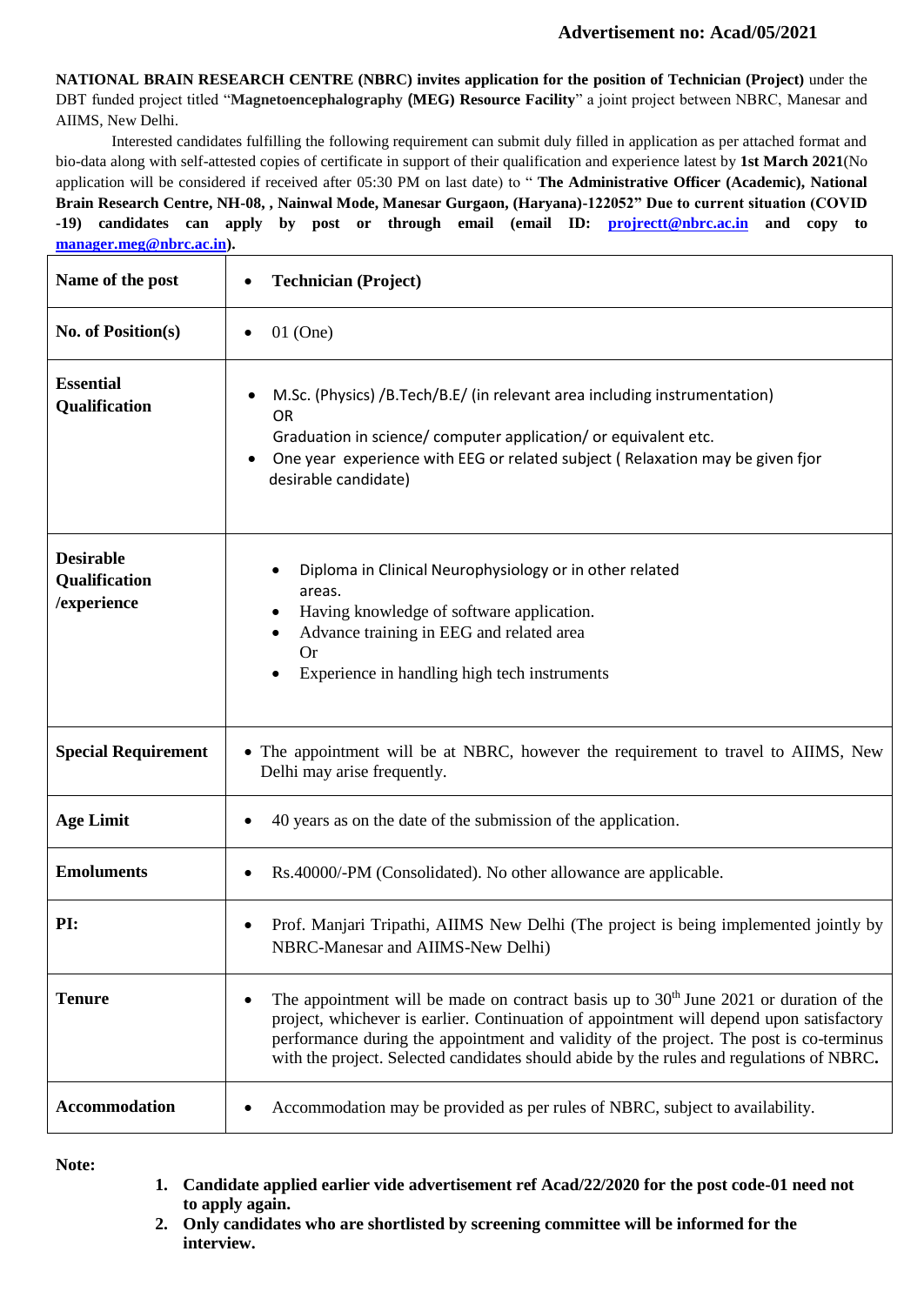**Advertisement no: Acad/05/2021**

**NATIONAL BRAIN RESEARCH CENTRE (NBRC) invites application for the position of Technician (Project)** under the DBT funded project titled "**Magnetoencephalography (MEG) Resource Facility**" a joint project between NBRC, Manesar and AIIMS, New Delhi.

Interested candidates fulfilling the following requirement can submit duly filled in application as per attached format and bio-data along with self-attested copies of certificate in support of their qualification and experience latest by **1st March 2021**(No application will be considered if received after 05:30 PM on last date) to " **The Administrative Officer (Academic), National Brain Research Centre, NH-08, , Nainwal Mode, Manesar Gurgaon, (Haryana)-122052" Due to current situation (COVID -19) candidates can apply by post or through email (email ID: projrectt@nbrc.ac.in and copy to manager.meg@nbrc.ac.in).**

| | |
|---|---|
| **Name of the post** | • **Technician (Project)** |
| **No. of Position(s)** | • 01 (One) |
| **Essential Qualification** | • M.Sc. (Physics) /B.Tech/B.E/ (in relevant area including instrumentation)<br>OR<br>Graduation in science/ computer application/ or equivalent etc.<br>• One year experience with EEG or related subject ( Relaxation may be given fjor desirable candidate) |
| **Desirable Qualification /experience** | • Diploma in Clinical Neurophysiology or in other related areas.<br>• Having knowledge of software application.<br>• Advance training in EEG and related area<br>Or<br>• Experience in handling high tech instruments |
| **Special Requirement** | • The appointment will be at NBRC, however the requirement to travel to AIIMS, New Delhi may arise frequently. |
| **Age Limit** | • 40 years as on the date of the submission of the application. |
| **Emoluments** | • Rs.40000/-PM (Consolidated). No other allowance are applicable. |
| **PI:** | • Prof. Manjari Tripathi, AIIMS New Delhi (The project is being implemented jointly by NBRC-Manesar and AIIMS-New Delhi) |
| **Tenure** | • The appointment will be made on contract basis up to 30th June 2021 or duration of the project, whichever is earlier. Continuation of appointment will depend upon satisfactory performance during the appointment and validity of the project. The post is co-terminus with the project. Selected candidates should abide by the rules and regulations of NBRC**.** |
| **Accommodation** | • Accommodation may be provided as per rules of NBRC, subject to availability. |

**Note:**

1. **Candidate applied earlier vide advertisement ref Acad/22/2020 for the post code-01 need not to apply again.**
2. **Only candidates who are shortlisted by screening committee will be informed for the interview.**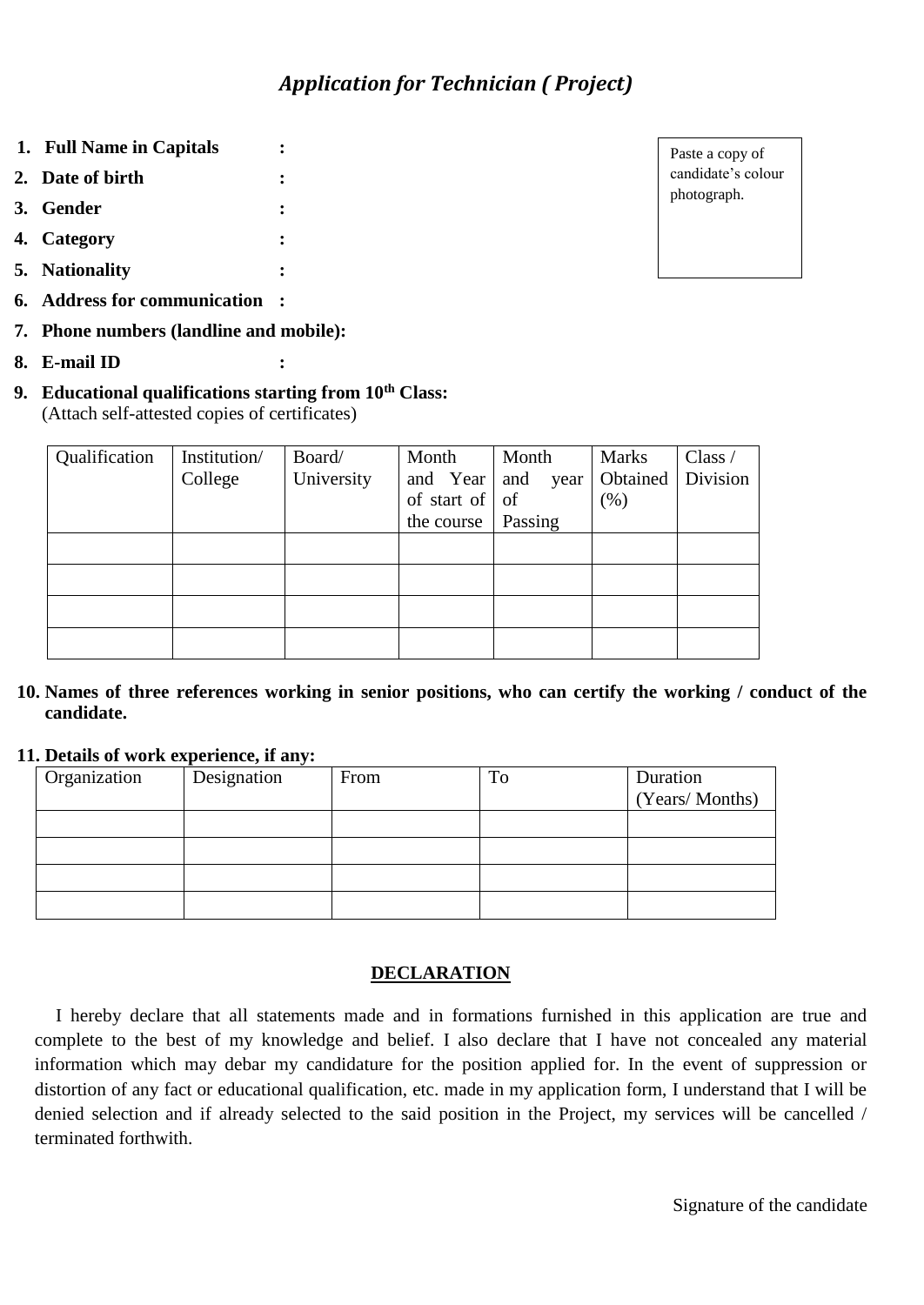# *Application for Technician ( Project)*

Paste a copy of candidate's colour photograph.

1. **Full Name in Capitals :**
2. **Date of birth :**
3. **Gender :**
4. **Category :**
5. **Nationality :**
6. **Address for communication :**
7. **Phone numbers (landline and mobile):**
8. **E-mail ID :**
9. **Educational qualifications starting from 10th Class:**
   (Attach self-attested copies of certificates)

| Qualification | Institution/ College | Board/ University | Month and Year of start of the course | Month and year of Passing | Marks Obtained (%) | Class / Division |
|---|---|---|---|---|---|---|
| | | | | | | |
| | | | | | | |
| | | | | | | |
| | | | | | | |

10. **Names of three references working in senior positions, who can certify the working / conduct of the candidate.**

11. **Details of work experience, if any:**

| Organization | Designation | From | To | Duration (Years/ Months) |
|---|---|---|---|---|
| | | | | |
| | | | | |
| | | | | |
| | | | | |

**DECLARATION**

I hereby declare that all statements made and in formations furnished in this application are true and complete to the best of my knowledge and belief. I also declare that I have not concealed any material information which may debar my candidature for the position applied for. In the event of suppression or distortion of any fact or educational qualification, etc. made in my application form, I understand that I will be denied selection and if already selected to the said position in the Project, my services will be cancelled / terminated forthwith.

Signature of the candidate